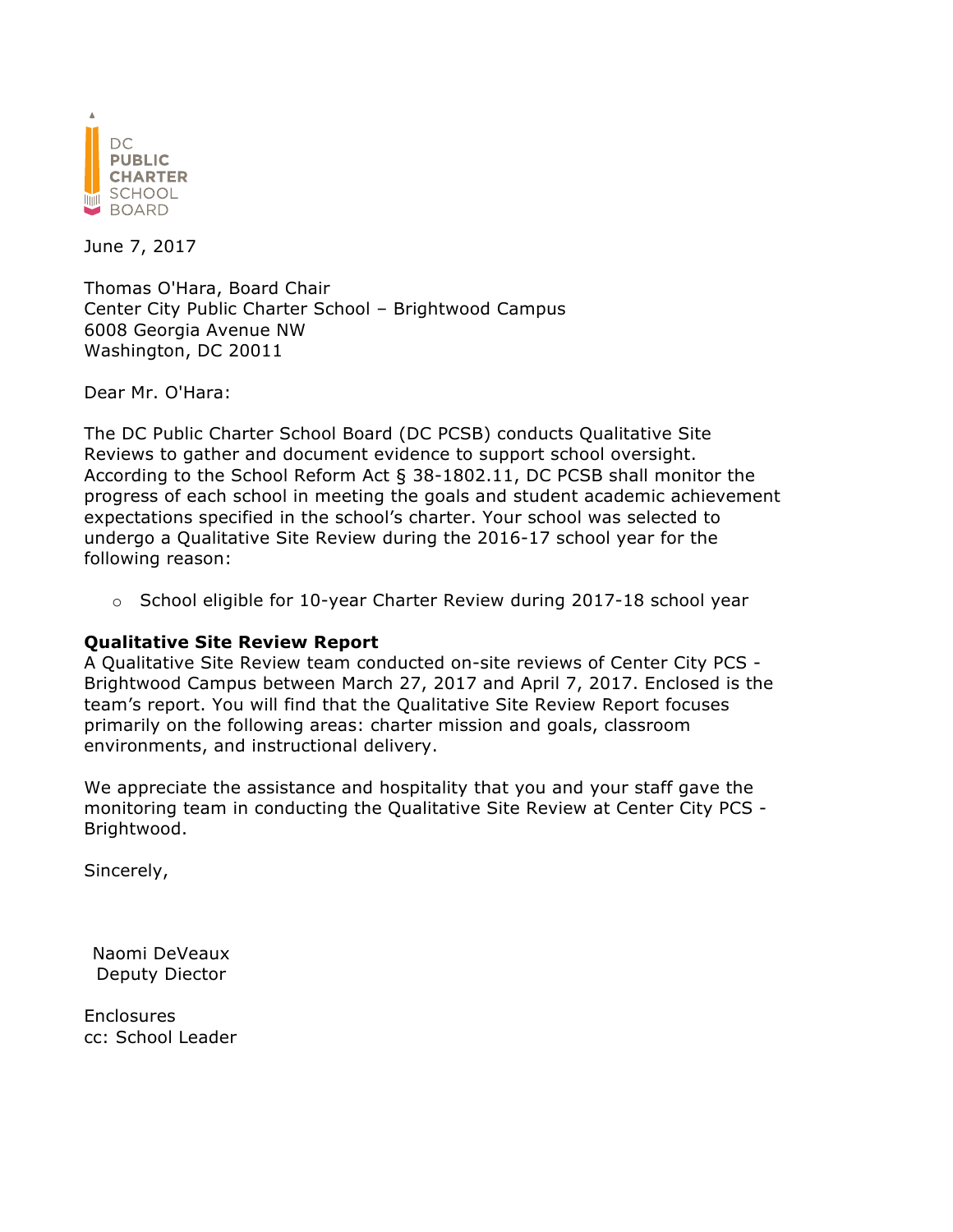DC PUBLIC CHARTER SCHOOL BOARD

June 7, 2017

Thomas O'Hara, Board Chair
Center City Public Charter School – Brightwood Campus
6008 Georgia Avenue NW
Washington, DC 20011

Dear Mr. O'Hara:

The DC Public Charter School Board (DC PCSB) conducts Qualitative Site Reviews to gather and document evidence to support school oversight. According to the School Reform Act § 38-1802.11, DC PCSB shall monitor the progress of each school in meeting the goals and student academic achievement expectations specified in the school's charter. Your school was selected to undergo a Qualitative Site Review during the 2016-17 school year for the following reason:

- School eligible for 10-year Charter Review during 2017-18 school year

**Qualitative Site Review Report**

A Qualitative Site Review team conducted on-site reviews of Center City PCS - Brightwood Campus between March 27, 2017 and April 7, 2017. Enclosed is the team's report. You will find that the Qualitative Site Review Report focuses primarily on the following areas: charter mission and goals, classroom environments, and instructional delivery.

We appreciate the assistance and hospitality that you and your staff gave the monitoring team in conducting the Qualitative Site Review at Center City PCS - Brightwood.

Sincerely,

Naomi DeVeaux
Deputy Director

Enclosures
cc: School Leader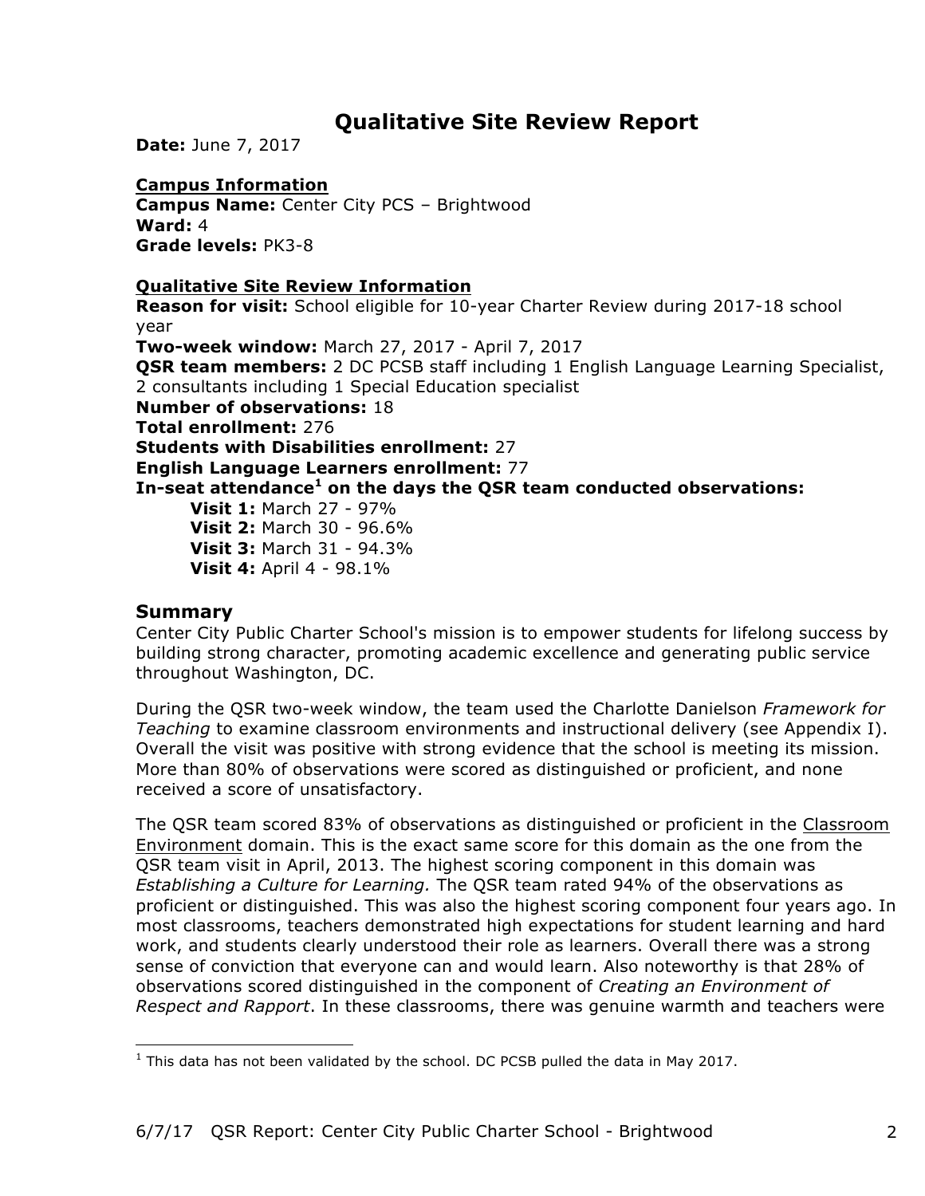# Qualitative Site Review Report

**Date:** June 7, 2017

**Campus Information**

**Campus Name:** Center City PCS – Brightwood
**Ward:** 4
**Grade levels:** PK3-8

**Qualitative Site Review Information**

**Reason for visit:** School eligible for 10-year Charter Review during 2017-18 school year
**Two-week window:** March 27, 2017 - April 7, 2017
**QSR team members:** 2 DC PCSB staff including 1 English Language Learning Specialist, 2 consultants including 1 Special Education specialist
**Number of observations:** 18
**Total enrollment:** 276
**Students with Disabilities enrollment:** 27
**English Language Learners enrollment:** 77
**In-seat attendance[1] on the days the QSR team conducted observations:**

- **Visit 1:** March 27 - 97%
- **Visit 2:** March 30 - 96.6%
- **Visit 3:** March 31 - 94.3%
- **Visit 4:** April 4 - 98.1%

## Summary

Center City Public Charter School's mission is to empower students for lifelong success by building strong character, promoting academic excellence and generating public service throughout Washington, DC.

During the QSR two-week window, the team used the Charlotte Danielson *Framework for Teaching* to examine classroom environments and instructional delivery (see Appendix I). Overall the visit was positive with strong evidence that the school is meeting its mission. More than 80% of observations were scored as distinguished or proficient, and none received a score of unsatisfactory.

The QSR team scored 83% of observations as distinguished or proficient in the Classroom Environment domain. This is the exact same score for this domain as the one from the QSR team visit in April, 2013. The highest scoring component in this domain was *Establishing a Culture for Learning.* The QSR team rated 94% of the observations as proficient or distinguished. This was also the highest scoring component four years ago. In most classrooms, teachers demonstrated high expectations for student learning and hard work, and students clearly understood their role as learners. Overall there was a strong sense of conviction that everyone can and would learn. Also noteworthy is that 28% of observations scored distinguished in the component of *Creating an Environment of Respect and Rapport*. In these classrooms, there was genuine warmth and teachers were

[1] This data has not been validated by the school. DC PCSB pulled the data in May 2017.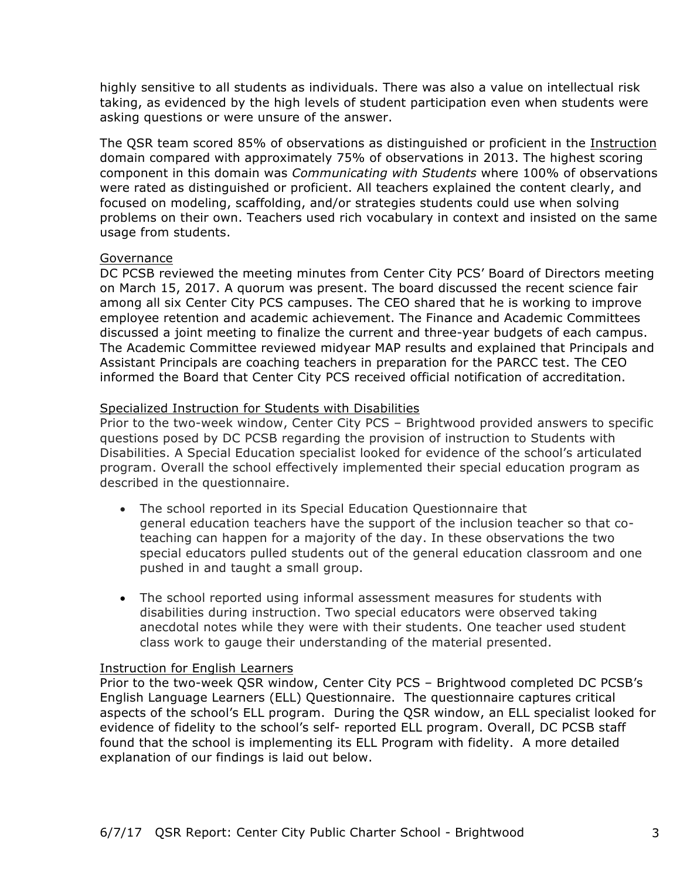highly sensitive to all students as individuals. There was also a value on intellectual risk taking, as evidenced by the high levels of student participation even when students were asking questions or were unsure of the answer.

The QSR team scored 85% of observations as distinguished or proficient in the Instruction domain compared with approximately 75% of observations in 2013. The highest scoring component in this domain was *Communicating with Students* where 100% of observations were rated as distinguished or proficient. All teachers explained the content clearly, and focused on modeling, scaffolding, and/or strategies students could use when solving problems on their own. Teachers used rich vocabulary in context and insisted on the same usage from students.

### Governance

DC PCSB reviewed the meeting minutes from Center City PCS' Board of Directors meeting on March 15, 2017. A quorum was present. The board discussed the recent science fair among all six Center City PCS campuses. The CEO shared that he is working to improve employee retention and academic achievement. The Finance and Academic Committees discussed a joint meeting to finalize the current and three-year budgets of each campus. The Academic Committee reviewed midyear MAP results and explained that Principals and Assistant Principals are coaching teachers in preparation for the PARCC test. The CEO informed the Board that Center City PCS received official notification of accreditation.

### Specialized Instruction for Students with Disabilities

Prior to the two-week window, Center City PCS – Brightwood provided answers to specific questions posed by DC PCSB regarding the provision of instruction to Students with Disabilities. A Special Education specialist looked for evidence of the school's articulated program. Overall the school effectively implemented their special education program as described in the questionnaire.

- The school reported in its Special Education Questionnaire that general education teachers have the support of the inclusion teacher so that co-teaching can happen for a majority of the day. In these observations the two special educators pulled students out of the general education classroom and one pushed in and taught a small group.

- The school reported using informal assessment measures for students with disabilities during instruction. Two special educators were observed taking anecdotal notes while they were with their students. One teacher used student class work to gauge their understanding of the material presented.

### Instruction for English Learners

Prior to the two-week QSR window, Center City PCS – Brightwood completed DC PCSB's English Language Learners (ELL) Questionnaire. The questionnaire captures critical aspects of the school's ELL program. During the QSR window, an ELL specialist looked for evidence of fidelity to the school's self- reported ELL program. Overall, DC PCSB staff found that the school is implementing its ELL Program with fidelity. A more detailed explanation of our findings is laid out below.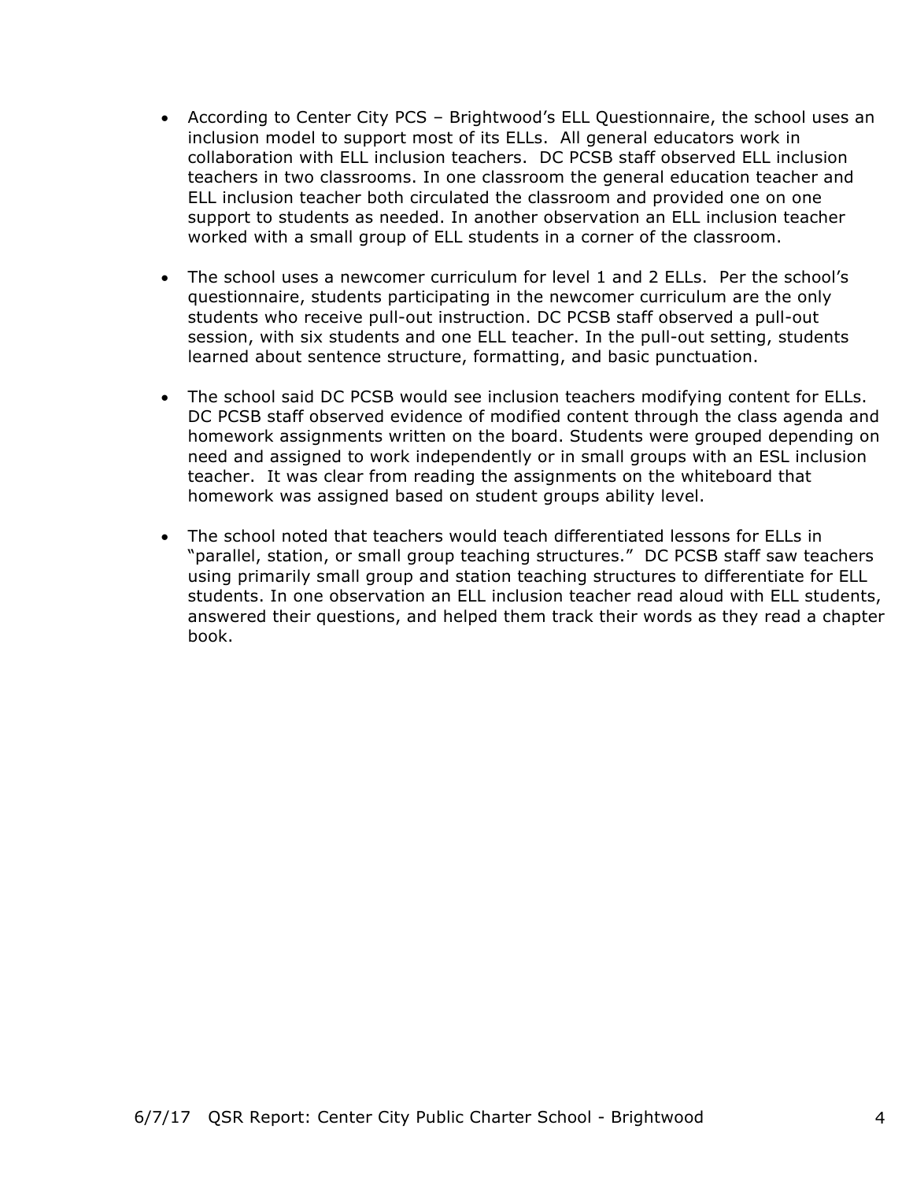- According to Center City PCS – Brightwood's ELL Questionnaire, the school uses an inclusion model to support most of its ELLs. All general educators work in collaboration with ELL inclusion teachers. DC PCSB staff observed ELL inclusion teachers in two classrooms. In one classroom the general education teacher and ELL inclusion teacher both circulated the classroom and provided one on one support to students as needed. In another observation an ELL inclusion teacher worked with a small group of ELL students in a corner of the classroom.

- The school uses a newcomer curriculum for level 1 and 2 ELLs. Per the school's questionnaire, students participating in the newcomer curriculum are the only students who receive pull-out instruction. DC PCSB staff observed a pull-out session, with six students and one ELL teacher. In the pull-out setting, students learned about sentence structure, formatting, and basic punctuation.

- The school said DC PCSB would see inclusion teachers modifying content for ELLs. DC PCSB staff observed evidence of modified content through the class agenda and homework assignments written on the board. Students were grouped depending on need and assigned to work independently or in small groups with an ESL inclusion teacher. It was clear from reading the assignments on the whiteboard that homework was assigned based on student groups ability level.

- The school noted that teachers would teach differentiated lessons for ELLs in "parallel, station, or small group teaching structures." DC PCSB staff saw teachers using primarily small group and station teaching structures to differentiate for ELL students. In one observation an ELL inclusion teacher read aloud with ELL students, answered their questions, and helped them track their words as they read a chapter book.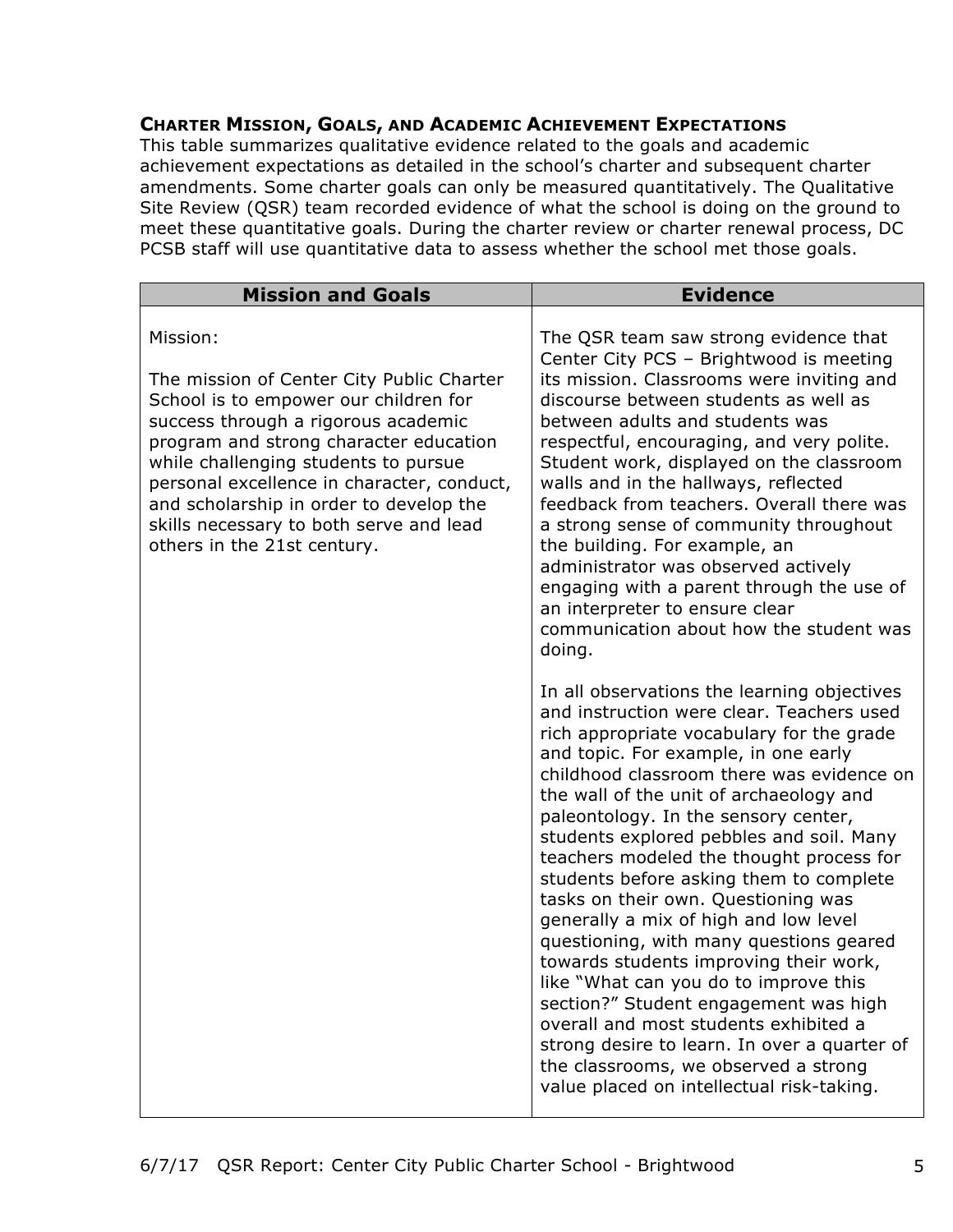### Charter Mission, Goals, and Academic Achievement Expectations

This table summarizes qualitative evidence related to the goals and academic achievement expectations as detailed in the school's charter and subsequent charter amendments. Some charter goals can only be measured quantitatively. The Qualitative Site Review (QSR) team recorded evidence of what the school is doing on the ground to meet these quantitative goals. During the charter review or charter renewal process, DC PCSB staff will use quantitative data to assess whether the school met those goals.

| Mission and Goals | Evidence |
| --- | --- |
| Mission:<br><br>The mission of Center City Public Charter School is to empower our children for success through a rigorous academic program and strong character education while challenging students to pursue personal excellence in character, conduct, and scholarship in order to develop the skills necessary to both serve and lead others in the 21st century. | The QSR team saw strong evidence that Center City PCS – Brightwood is meeting its mission. Classrooms were inviting and discourse between students as well as between adults and students was respectful, encouraging, and very polite. Student work, displayed on the classroom walls and in the hallways, reflected feedback from teachers. Overall there was a strong sense of community throughout the building. For example, an administrator was observed actively engaging with a parent through the use of an interpreter to ensure clear communication about how the student was doing.<br><br>In all observations the learning objectives and instruction were clear. Teachers used rich appropriate vocabulary for the grade and topic. For example, in one early childhood classroom there was evidence on the wall of the unit of archaeology and paleontology. In the sensory center, students explored pebbles and soil. Many teachers modeled the thought process for students before asking them to complete tasks on their own. Questioning was generally a mix of high and low level questioning, with many questions geared towards students improving their work, like "What can you do to improve this section?" Student engagement was high overall and most students exhibited a strong desire to learn. In over a quarter of the classrooms, we observed a strong value placed on intellectual risk-taking. |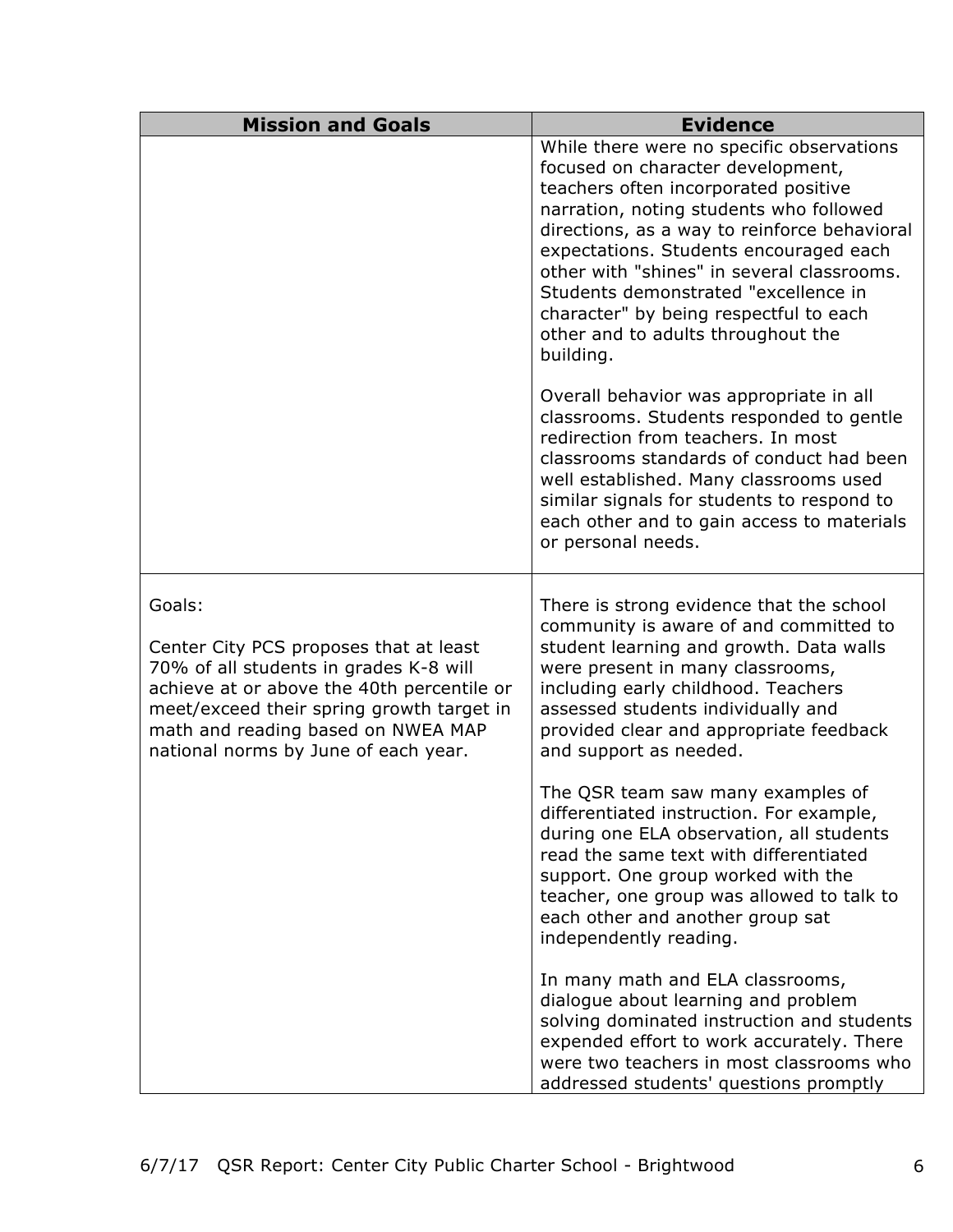| Mission and Goals | Evidence |
| --- | --- |
| | While there were no specific observations focused on character development, teachers often incorporated positive narration, noting students who followed directions, as a way to reinforce behavioral expectations. Students encouraged each other with "shines" in several classrooms. Students demonstrated "excellence in character" by being respectful to each other and to adults throughout the building.<br><br>Overall behavior was appropriate in all classrooms. Students responded to gentle redirection from teachers. In most classrooms standards of conduct had been well established. Many classrooms used similar signals for students to respond to each other and to gain access to materials or personal needs. |
| Goals:<br><br>Center City PCS proposes that at least 70% of all students in grades K-8 will achieve at or above the 40th percentile or meet/exceed their spring growth target in math and reading based on NWEA MAP national norms by June of each year. | There is strong evidence that the school community is aware of and committed to student learning and growth. Data walls were present in many classrooms, including early childhood. Teachers assessed students individually and provided clear and appropriate feedback and support as needed.<br><br>The QSR team saw many examples of differentiated instruction. For example, during one ELA observation, all students read the same text with differentiated support. One group worked with the teacher, one group was allowed to talk to each other and another group sat independently reading.<br><br>In many math and ELA classrooms, dialogue about learning and problem solving dominated instruction and students expended effort to work accurately. There were two teachers in most classrooms who addressed students' questions promptly |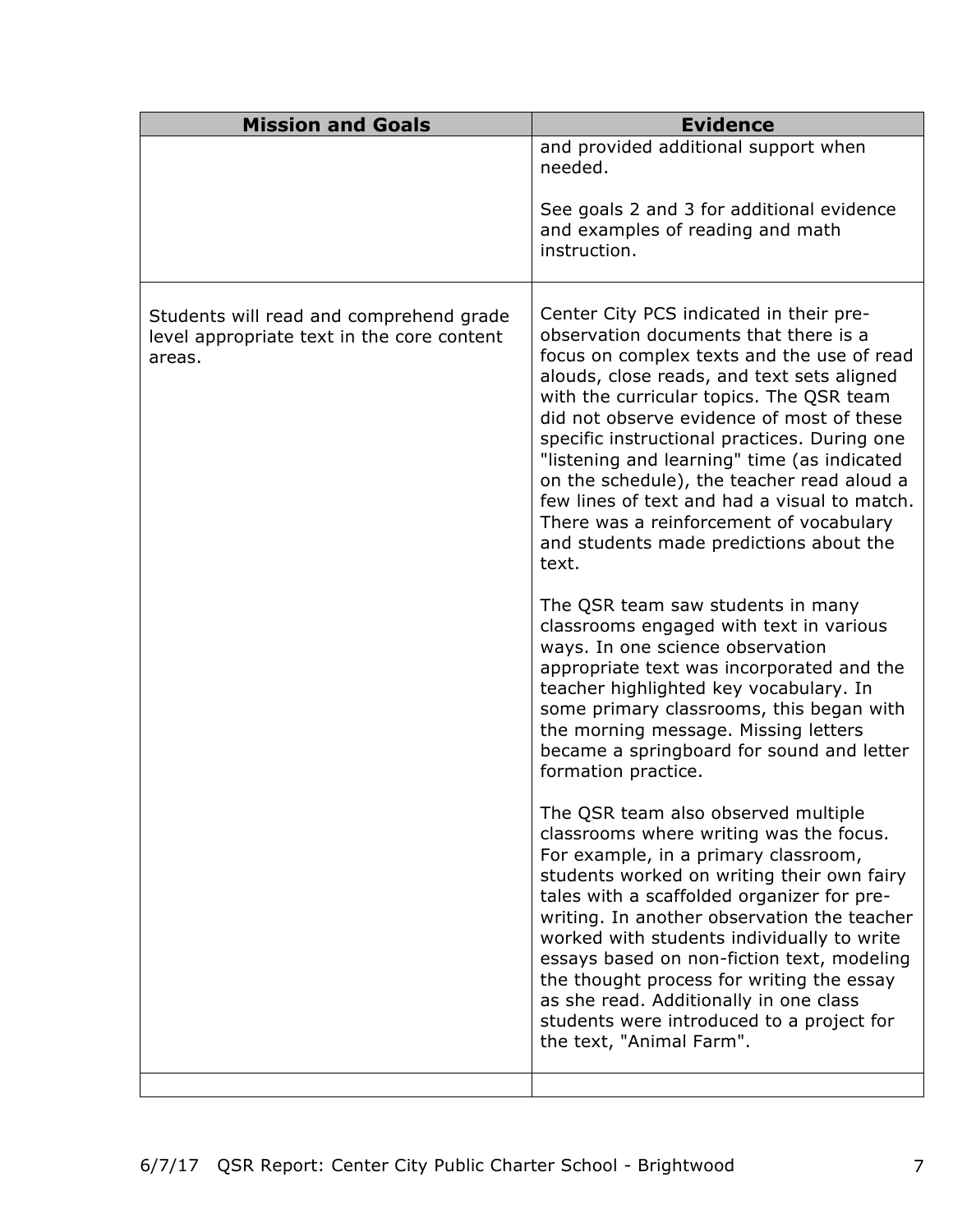| Mission and Goals | Evidence |
|---|---|
| | and provided additional support when needed.<br><br>See goals 2 and 3 for additional evidence and examples of reading and math instruction. |
| Students will read and comprehend grade level appropriate text in the core content areas. | Center City PCS indicated in their pre-observation documents that there is a focus on complex texts and the use of read alouds, close reads, and text sets aligned with the curricular topics. The QSR team did not observe evidence of most of these specific instructional practices. During one "listening and learning" time (as indicated on the schedule), the teacher read aloud a few lines of text and had a visual to match. There was a reinforcement of vocabulary and students made predictions about the text.<br><br>The QSR team saw students in many classrooms engaged with text in various ways. In one science observation appropriate text was incorporated and the teacher highlighted key vocabulary. In some primary classrooms, this began with the morning message. Missing letters became a springboard for sound and letter formation practice.<br><br>The QSR team also observed multiple classrooms where writing was the focus. For example, in a primary classroom, students worked on writing their own fairy tales with a scaffolded organizer for pre-writing. In another observation the teacher worked with students individually to write essays based on non-fiction text, modeling the thought process for writing the essay as she read. Additionally in one class students were introduced to a project for the text, "Animal Farm". |
| | |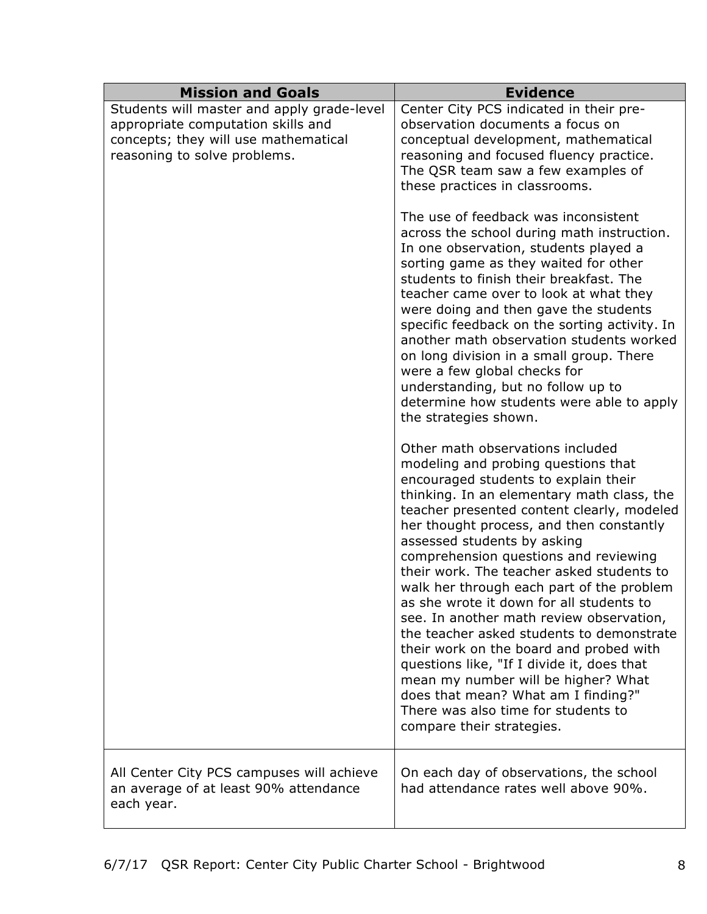| Mission and Goals | Evidence |
| --- | --- |
| Students will master and apply grade-level appropriate computation skills and concepts; they will use mathematical reasoning to solve problems. | Center City PCS indicated in their pre-observation documents a focus on conceptual development, mathematical reasoning and focused fluency practice. The QSR team saw a few examples of these practices in classrooms.<br><br>The use of feedback was inconsistent across the school during math instruction. In one observation, students played a sorting game as they waited for other students to finish their breakfast. The teacher came over to look at what they were doing and then gave the students specific feedback on the sorting activity. In another math observation students worked on long division in a small group. There were a few global checks for understanding, but no follow up to determine how students were able to apply the strategies shown.<br><br>Other math observations included modeling and probing questions that encouraged students to explain their thinking. In an elementary math class, the teacher presented content clearly, modeled her thought process, and then constantly assessed students by asking comprehension questions and reviewing their work. The teacher asked students to walk her through each part of the problem as she wrote it down for all students to see. In another math review observation, the teacher asked students to demonstrate their work on the board and probed with questions like, "If I divide it, does that mean my number will be higher? What does that mean? What am I finding?" There was also time for students to compare their strategies. |
| All Center City PCS campuses will achieve an average of at least 90% attendance each year. | On each day of observations, the school had attendance rates well above 90%. |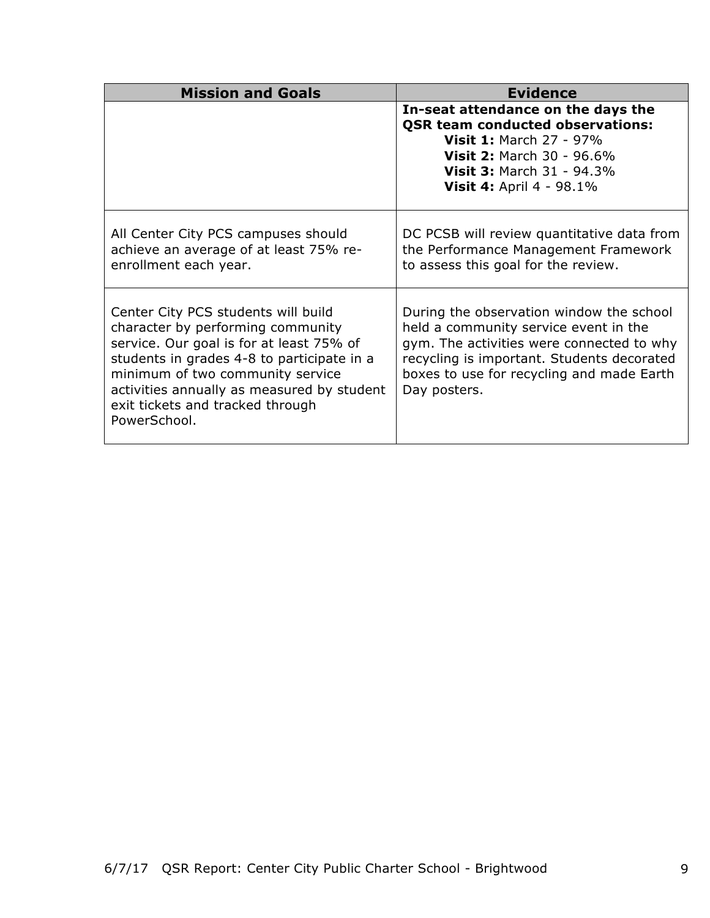| Mission and Goals | Evidence |
|---|---|
| | **In-seat attendance on the days the QSR team conducted observations:**<br>**Visit 1:** March 27 - 97%<br>**Visit 2:** March 30 - 96.6%<br>**Visit 3:** March 31 - 94.3%<br>**Visit 4:** April 4 - 98.1% |
| All Center City PCS campuses should achieve an average of at least 75% re-enrollment each year. | DC PCSB will review quantitative data from the Performance Management Framework to assess this goal for the review. |
| Center City PCS students will build character by performing community service. Our goal is for at least 75% of students in grades 4-8 to participate in a minimum of two community service activities annually as measured by student exit tickets and tracked through PowerSchool. | During the observation window the school held a community service event in the gym. The activities were connected to why recycling is important. Students decorated boxes to use for recycling and made Earth Day posters. |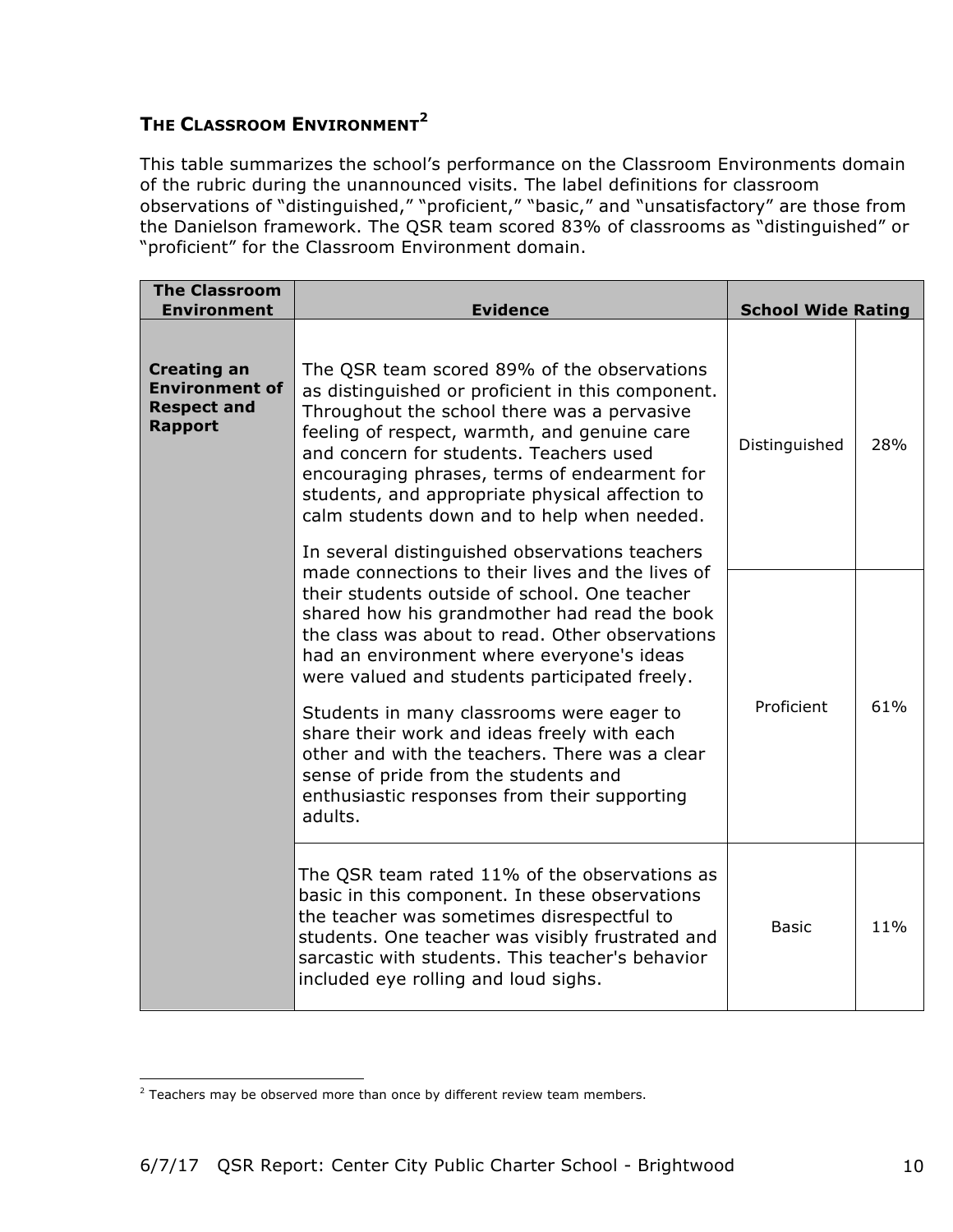## THE CLASSROOM ENVIRONMENT[2]

This table summarizes the school's performance on the Classroom Environments domain of the rubric during the unannounced visits. The label definitions for classroom observations of "distinguished," "proficient," "basic," and "unsatisfactory" are those from the Danielson framework. The QSR team scored 83% of classrooms as "distinguished" or "proficient" for the Classroom Environment domain.

| The Classroom Environment | Evidence | School Wide Rating | |
|---|---|---|---|
| **Creating an Environment of Respect and Rapport** | The QSR team scored 89% of the observations as distinguished or proficient in this component. Throughout the school there was a pervasive feeling of respect, warmth, and genuine care and concern for students. Teachers used encouraging phrases, terms of endearment for students, and appropriate physical affection to calm students down and to help when needed.<br><br>In several distinguished observations teachers made connections to their lives and the lives of their students outside of school. One teacher shared how his grandmother had read the book the class was about to read. Other observations had an environment where everyone's ideas were valued and students participated freely.<br><br>Students in many classrooms were eager to share their work and ideas freely with each other and with the teachers. There was a clear sense of pride from the students and enthusiastic responses from their supporting adults. | Distinguished | 28% |
| | | Proficient | 61% |
| | The QSR team rated 11% of the observations as basic in this component. In these observations the teacher was sometimes disrespectful to students. One teacher was visibly frustrated and sarcastic with students. This teacher's behavior included eye rolling and loud sighs. | Basic | 11% |

[2] Teachers may be observed more than once by different review team members.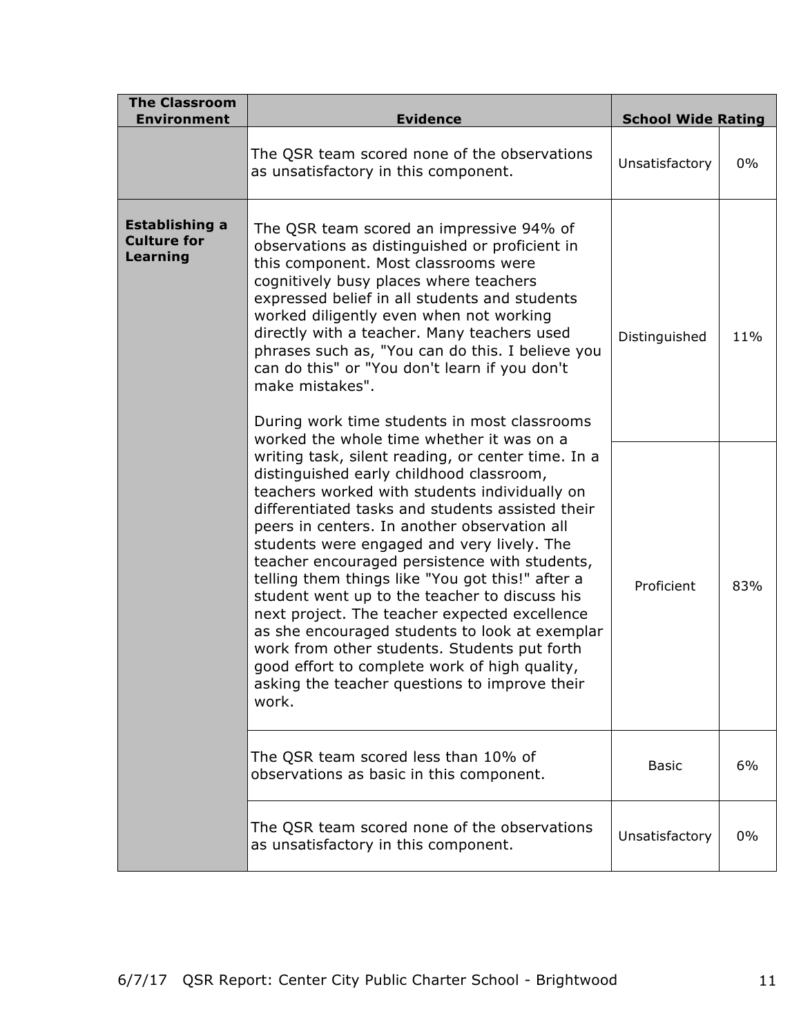| The Classroom Environment | Evidence | School Wide Rating | |
|---|---|---|---|
| | The QSR team scored none of the observations as unsatisfactory in this component. | Unsatisfactory | 0% |
| **Establishing a Culture for Learning** | The QSR team scored an impressive 94% of observations as distinguished or proficient in this component. Most classrooms were cognitively busy places where teachers expressed belief in all students and students worked diligently even when not working directly with a teacher. Many teachers used phrases such as, "You can do this. I believe you can do this" or "You don't learn if you don't make mistakes".<br><br>During work time students in most classrooms worked the whole time whether it was on a writing task, silent reading, or center time. In a distinguished early childhood classroom, teachers worked with students individually on differentiated tasks and students assisted their peers in centers. In another observation all students were engaged and very lively. The teacher encouraged persistence with students, telling them things like "You got this!" after a student went up to the teacher to discuss his next project. The teacher expected excellence as she encouraged students to look at exemplar work from other students. Students put forth good effort to complete work of high quality, asking the teacher questions to improve their work. | Distinguished | 11% |
| | | Proficient | 83% |
| | The QSR team scored less than 10% of observations as basic in this component. | Basic | 6% |
| | The QSR team scored none of the observations as unsatisfactory in this component. | Unsatisfactory | 0% |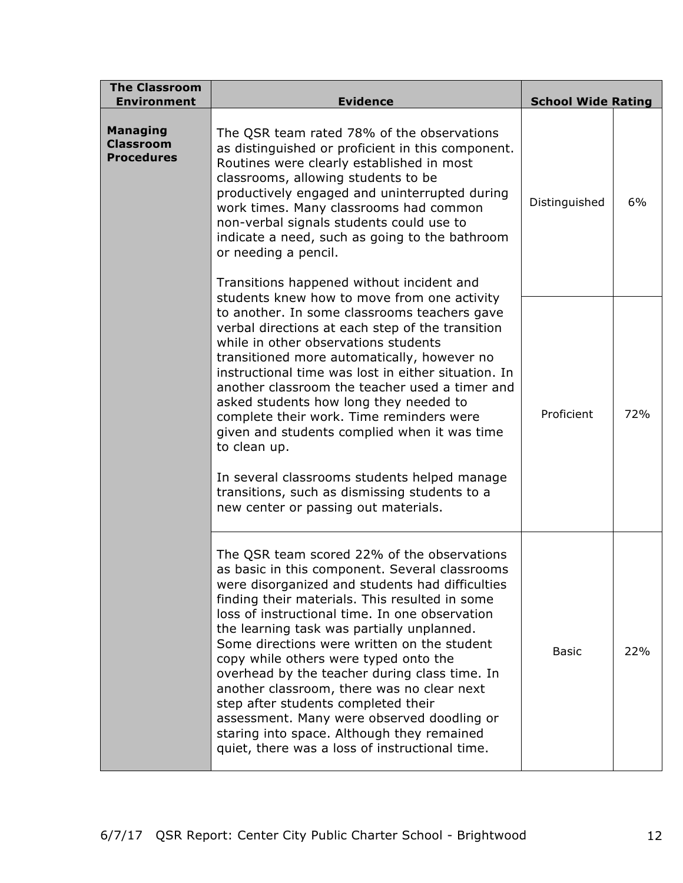| The Classroom Environment | Evidence | School Wide Rating | |
|---|---|---|---|
| **Managing Classroom Procedures** | The QSR team rated 78% of the observations as distinguished or proficient in this component. Routines were clearly established in most classrooms, allowing students to be productively engaged and uninterrupted during work times. Many classrooms had common non-verbal signals students could use to indicate a need, such as going to the bathroom or needing a pencil.<br><br>Transitions happened without incident and students knew how to move from one activity to another. In some classrooms teachers gave verbal directions at each step of the transition while in other observations students transitioned more automatically, however no instructional time was lost in either situation. In another classroom the teacher used a timer and asked students how long they needed to complete their work. Time reminders were given and students complied when it was time to clean up.<br><br>In several classrooms students helped manage transitions, such as dismissing students to a new center or passing out materials. | Distinguished | 6% |
| | | Proficient | 72% |
| | The QSR team scored 22% of the observations as basic in this component. Several classrooms were disorganized and students had difficulties finding their materials. This resulted in some loss of instructional time. In one observation the learning task was partially unplanned. Some directions were written on the student copy while others were typed onto the overhead by the teacher during class time. In another classroom, there was no clear next step after students completed their assessment. Many were observed doodling or staring into space. Although they remained quiet, there was a loss of instructional time. | Basic | 22% |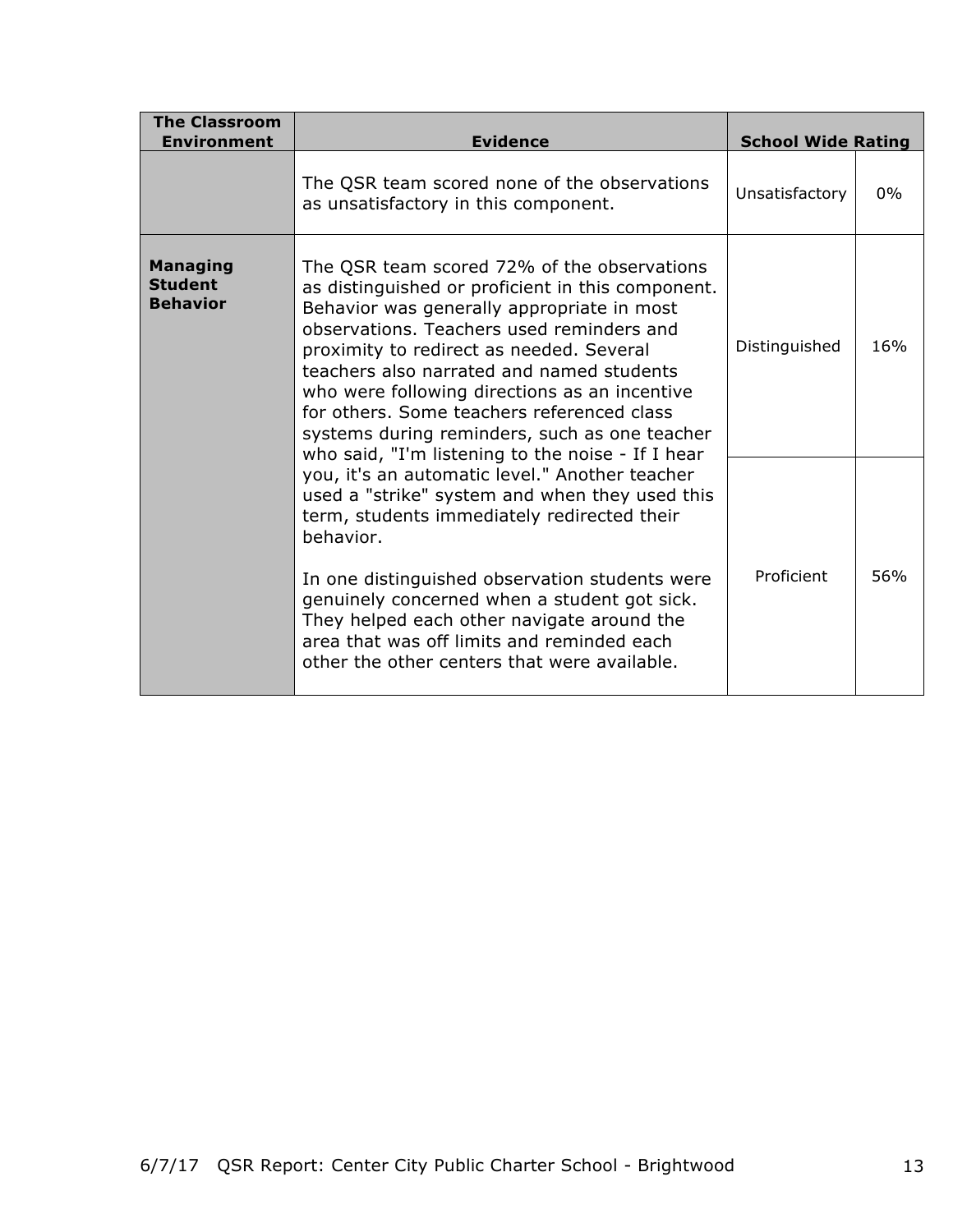| The Classroom Environment | Evidence | School Wide Rating | |
|---|---|---|---|
| | The QSR team scored none of the observations as unsatisfactory in this component. | Unsatisfactory | 0% |
| **Managing Student Behavior** | The QSR team scored 72% of the observations as distinguished or proficient in this component. Behavior was generally appropriate in most observations. Teachers used reminders and proximity to redirect as needed. Several teachers also narrated and named students who were following directions as an incentive for others. Some teachers referenced class systems during reminders, such as one teacher who said, "I'm listening to the noise - If I hear you, it's an automatic level." Another teacher used a "strike" system and when they used this term, students immediately redirected their behavior.<br><br>In one distinguished observation students were genuinely concerned when a student got sick. They helped each other navigate around the area that was off limits and reminded each other the other centers that were available. | Distinguished | 16% |
| | | Proficient | 56% |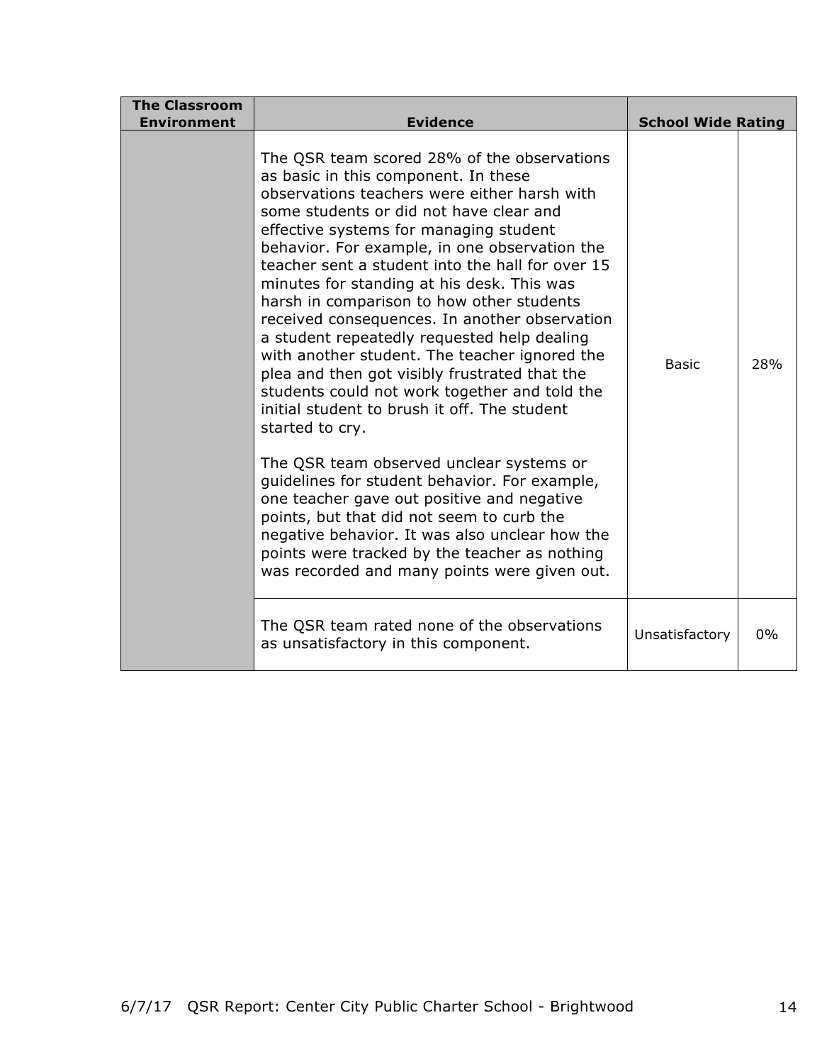| The Classroom Environment | Evidence | School Wide Rating | |
|---|---|---|---|
| | The QSR team scored 28% of the observations as basic in this component. In these observations teachers were either harsh with some students or did not have clear and effective systems for managing student behavior. For example, in one observation the teacher sent a student into the hall for over 15 minutes for standing at his desk. This was harsh in comparison to how other students received consequences. In another observation a student repeatedly requested help dealing with another student. The teacher ignored the plea and then got visibly frustrated that the students could not work together and told the initial student to brush it off. The student started to cry.<br><br>The QSR team observed unclear systems or guidelines for student behavior. For example, one teacher gave out positive and negative points, but that did not seem to curb the negative behavior. It was also unclear how the points were tracked by the teacher as nothing was recorded and many points were given out. | Basic | 28% |
| | The QSR team rated none of the observations as unsatisfactory in this component. | Unsatisfactory | 0% |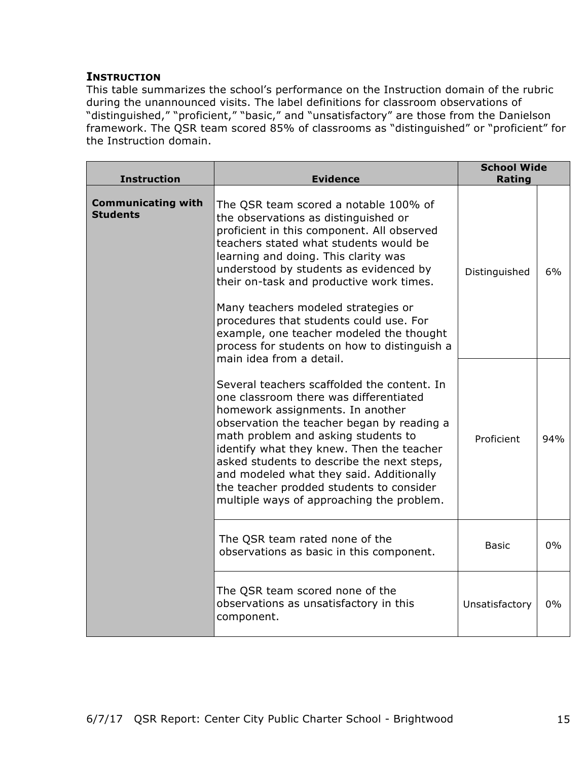## INSTRUCTION

This table summarizes the school's performance on the Instruction domain of the rubric during the unannounced visits. The label definitions for classroom observations of "distinguished," "proficient," "basic," and "unsatisfactory" are those from the Danielson framework. The QSR team scored 85% of classrooms as "distinguished" or "proficient" for the Instruction domain.

| Instruction | Evidence | School Wide Rating | |
|---|---|---|---|
| **Communicating with Students** | The QSR team scored a notable 100% of the observations as distinguished or proficient in this component. All observed teachers stated what students would be learning and doing. This clarity was understood by students as evidenced by their on-task and productive work times.<br><br>Many teachers modeled strategies or procedures that students could use. For example, one teacher modeled the thought process for students on how to distinguish a main idea from a detail.<br><br>Several teachers scaffolded the content. In one classroom there was differentiated homework assignments. In another observation the teacher began by reading a math problem and asking students to identify what they knew. Then the teacher asked students to describe the next steps, and modeled what they said. Additionally the teacher prodded students to consider multiple ways of approaching the problem. | Distinguished | 6% |
| | | Proficient | 94% |
| | The QSR team rated none of the observations as basic in this component. | Basic | 0% |
| | The QSR team scored none of the observations as unsatisfactory in this component. | Unsatisfactory | 0% |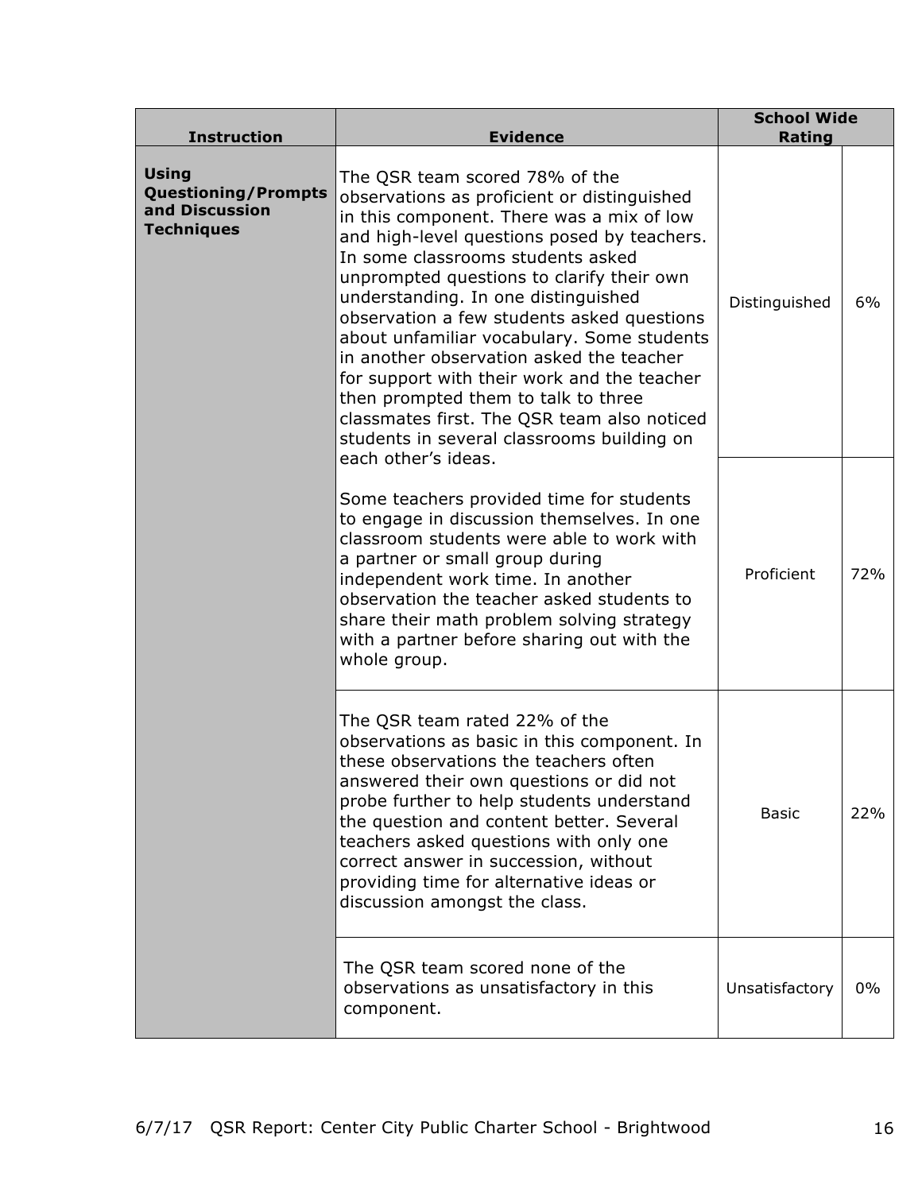| Instruction | Evidence | School Wide Rating | |
|---|---|---|---|
| **Using Questioning/Prompts and Discussion Techniques** | The QSR team scored 78% of the observations as proficient or distinguished in this component. There was a mix of low and high-level questions posed by teachers. In some classrooms students asked unprompted questions to clarify their own understanding. In one distinguished observation a few students asked questions about unfamiliar vocabulary. Some students in another observation asked the teacher for support with their work and the teacher then prompted them to talk to three classmates first. The QSR team also noticed students in several classrooms building on each other's ideas.<br><br>Some teachers provided time for students to engage in discussion themselves. In one classroom students were able to work with a partner or small group during independent work time. In another observation the teacher asked students to share their math problem solving strategy with a partner before sharing out with the whole group. | Distinguished | 6% |
| | | Proficient | 72% |
| | The QSR team rated 22% of the observations as basic in this component. In these observations the teachers often answered their own questions or did not probe further to help students understand the question and content better. Several teachers asked questions with only one correct answer in succession, without providing time for alternative ideas or discussion amongst the class. | Basic | 22% |
| | The QSR team scored none of the observations as unsatisfactory in this component. | Unsatisfactory | 0% |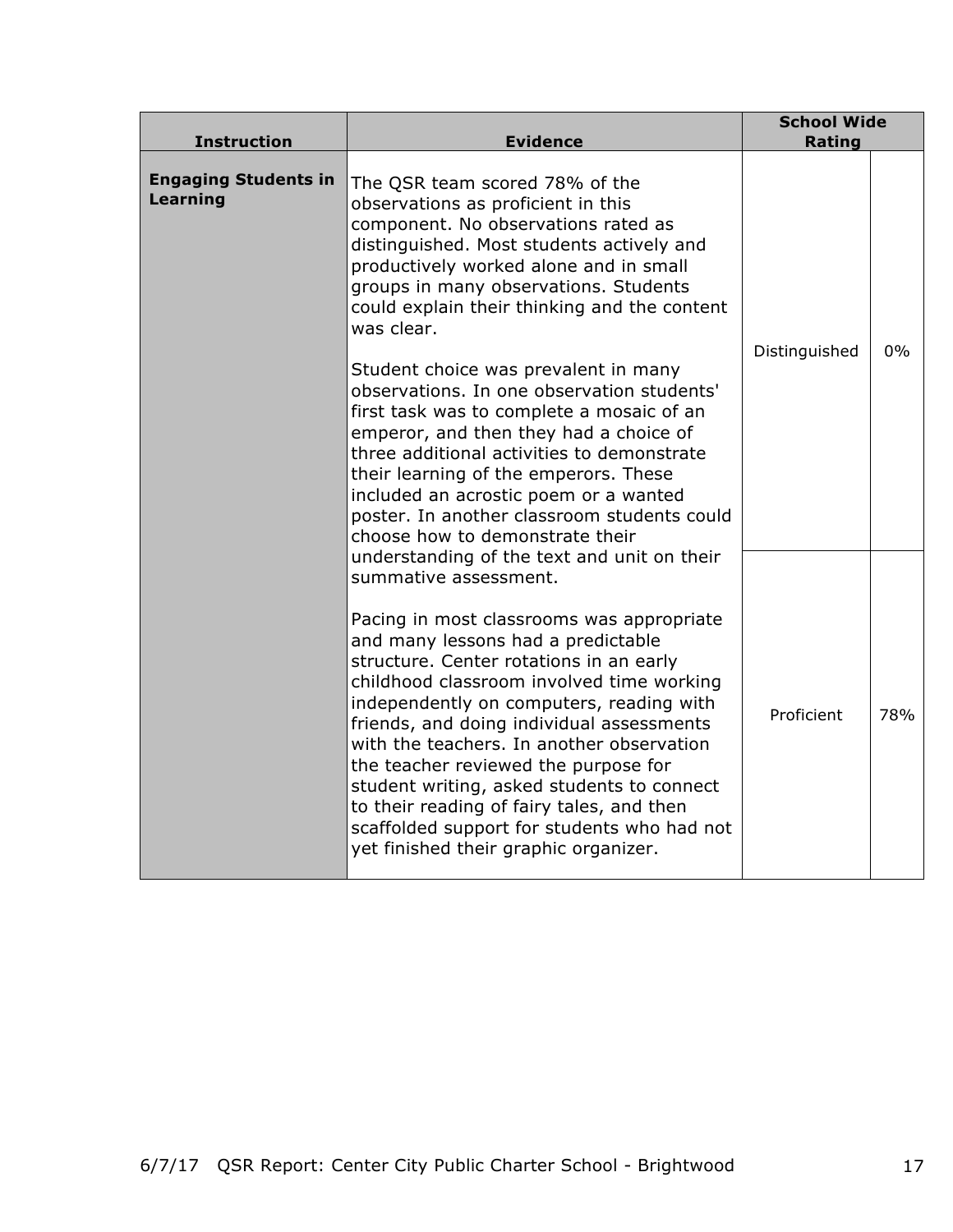| Instruction | Evidence | School Wide Rating | |
|---|---|---|---|
| **Engaging Students in Learning** | The QSR team scored 78% of the observations as proficient in this component. No observations rated as distinguished. Most students actively and productively worked alone and in small groups in many observations. Students could explain their thinking and the content was clear.<br><br>Student choice was prevalent in many observations. In one observation students' first task was to complete a mosaic of an emperor, and then they had a choice of three additional activities to demonstrate their learning of the emperors. These included an acrostic poem or a wanted poster. In another classroom students could choose how to demonstrate their understanding of the text and unit on their summative assessment.<br><br>Pacing in most classrooms was appropriate and many lessons had a predictable structure. Center rotations in an early childhood classroom involved time working independently on computers, reading with friends, and doing individual assessments with the teachers. In another observation the teacher reviewed the purpose for student writing, asked students to connect to their reading of fairy tales, and then scaffolded support for students who had not yet finished their graphic organizer. | Distinguished | 0% |
| | | Proficient | 78% |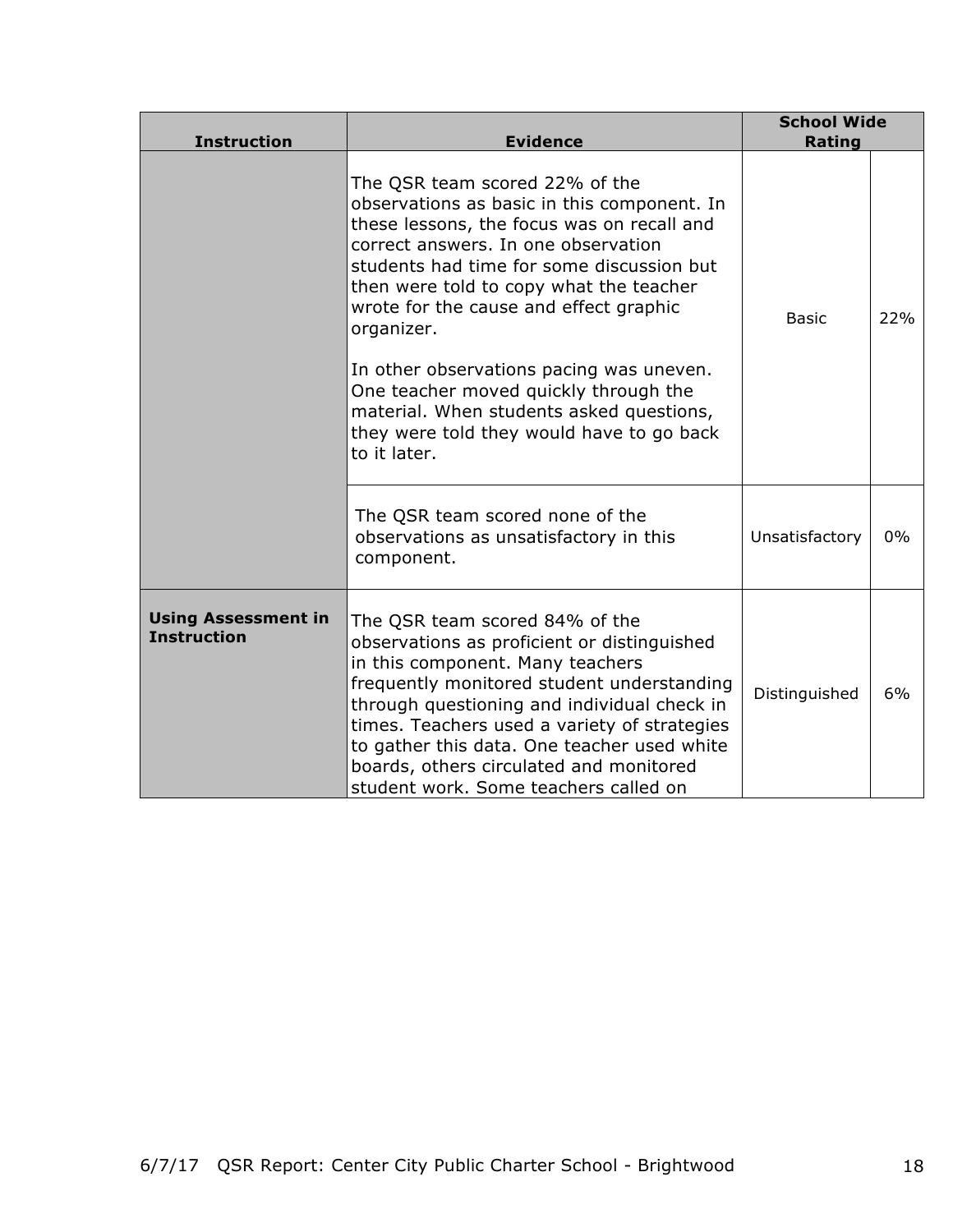| Instruction | Evidence | School Wide Rating | |
|---|---|---|---|
| | The QSR team scored 22% of the observations as basic in this component. In these lessons, the focus was on recall and correct answers. In one observation students had time for some discussion but then were told to copy what the teacher wrote for the cause and effect graphic organizer.<br><br>In other observations pacing was uneven. One teacher moved quickly through the material. When students asked questions, they were told they would have to go back to it later. | Basic | 22% |
| | The QSR team scored none of the observations as unsatisfactory in this component. | Unsatisfactory | 0% |
| **Using Assessment in Instruction** | The QSR team scored 84% of the observations as proficient or distinguished in this component. Many teachers frequently monitored student understanding through questioning and individual check in times. Teachers used a variety of strategies to gather this data. One teacher used white boards, others circulated and monitored student work. Some teachers called on | Distinguished | 6% |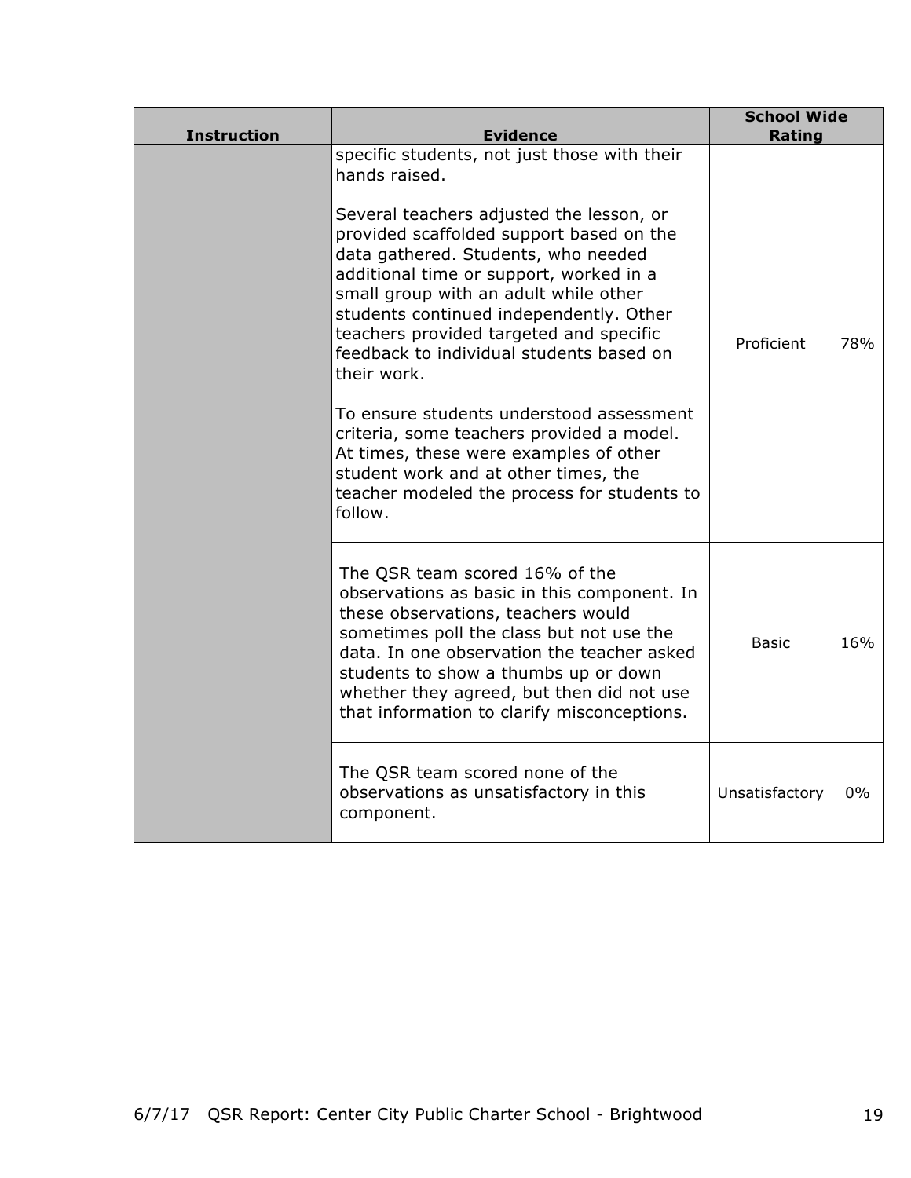| Instruction | Evidence | School Wide Rating | |
|---|---|---|---|
| | specific students, not just those with their hands raised.<br><br>Several teachers adjusted the lesson, or provided scaffolded support based on the data gathered. Students, who needed additional time or support, worked in a small group with an adult while other students continued independently. Other teachers provided targeted and specific feedback to individual students based on their work.<br><br>To ensure students understood assessment criteria, some teachers provided a model. At times, these were examples of other student work and at other times, the teacher modeled the process for students to follow. | Proficient | 78% |
| | The QSR team scored 16% of the observations as basic in this component. In these observations, teachers would sometimes poll the class but not use the data. In one observation the teacher asked students to show a thumbs up or down whether they agreed, but then did not use that information to clarify misconceptions. | Basic | 16% |
| | The QSR team scored none of the observations as unsatisfactory in this component. | Unsatisfactory | 0% |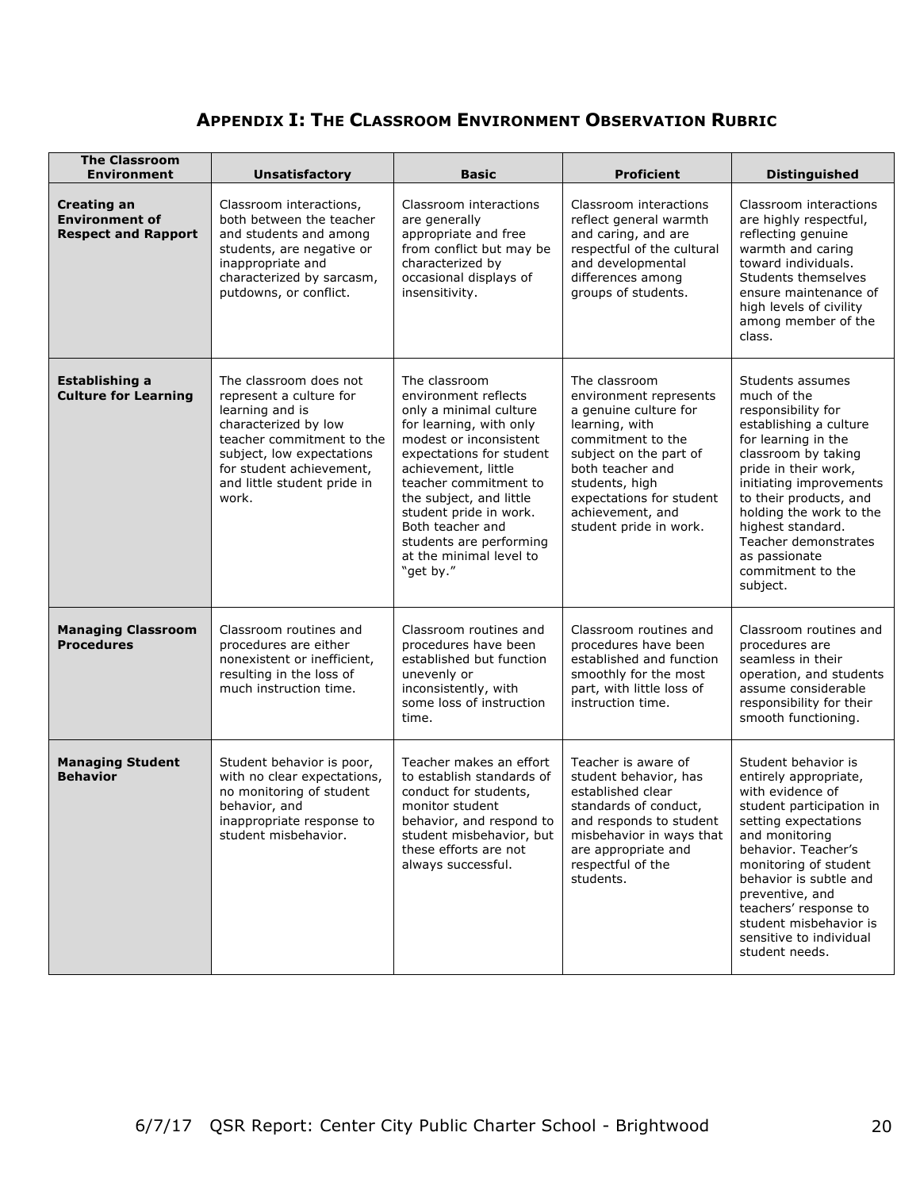## Appendix I: The Classroom Environment Observation Rubric

| The Classroom Environment | Unsatisfactory | Basic | Proficient | Distinguished |
|---|---|---|---|---|
| **Creating an Environment of Respect and Rapport** | Classroom interactions, both between the teacher and students and among students, are negative or inappropriate and characterized by sarcasm, putdowns, or conflict. | Classroom interactions are generally appropriate and free from conflict but may be characterized by occasional displays of insensitivity. | Classroom interactions reflect general warmth and caring, and are respectful of the cultural and developmental differences among groups of students. | Classroom interactions are highly respectful, reflecting genuine warmth and caring toward individuals. Students themselves ensure maintenance of high levels of civility among member of the class. |
| **Establishing a Culture for Learning** | The classroom does not represent a culture for learning and is characterized by low teacher commitment to the subject, low expectations for student achievement, and little student pride in work. | The classroom environment reflects only a minimal culture for learning, with only modest or inconsistent expectations for student achievement, little teacher commitment to the subject, and little student pride in work. Both teacher and students are performing at the minimal level to "get by." | The classroom environment represents a genuine culture for learning, with commitment to the subject on the part of both teacher and students, high expectations for student achievement, and student pride in work. | Students assumes much of the responsibility for establishing a culture for learning in the classroom by taking pride in their work, initiating improvements to their products, and holding the work to the highest standard. Teacher demonstrates as passionate commitment to the subject. |
| **Managing Classroom Procedures** | Classroom routines and procedures are either nonexistent or inefficient, resulting in the loss of much instruction time. | Classroom routines and procedures have been established but function unevenly or inconsistently, with some loss of instruction time. | Classroom routines and procedures have been established and function smoothly for the most part, with little loss of instruction time. | Classroom routines and procedures are seamless in their operation, and students assume considerable responsibility for their smooth functioning. |
| **Managing Student Behavior** | Student behavior is poor, with no clear expectations, no monitoring of student behavior, and inappropriate response to student misbehavior. | Teacher makes an effort to establish standards of conduct for students, monitor student behavior, and respond to student misbehavior, but these efforts are not always successful. | Teacher is aware of student behavior, has established clear standards of conduct, and responds to student misbehavior in ways that are appropriate and respectful of the students. | Student behavior is entirely appropriate, with evidence of student participation in setting expectations and monitoring behavior. Teacher's monitoring of student behavior is subtle and preventive, and teachers' response to student misbehavior is sensitive to individual student needs. |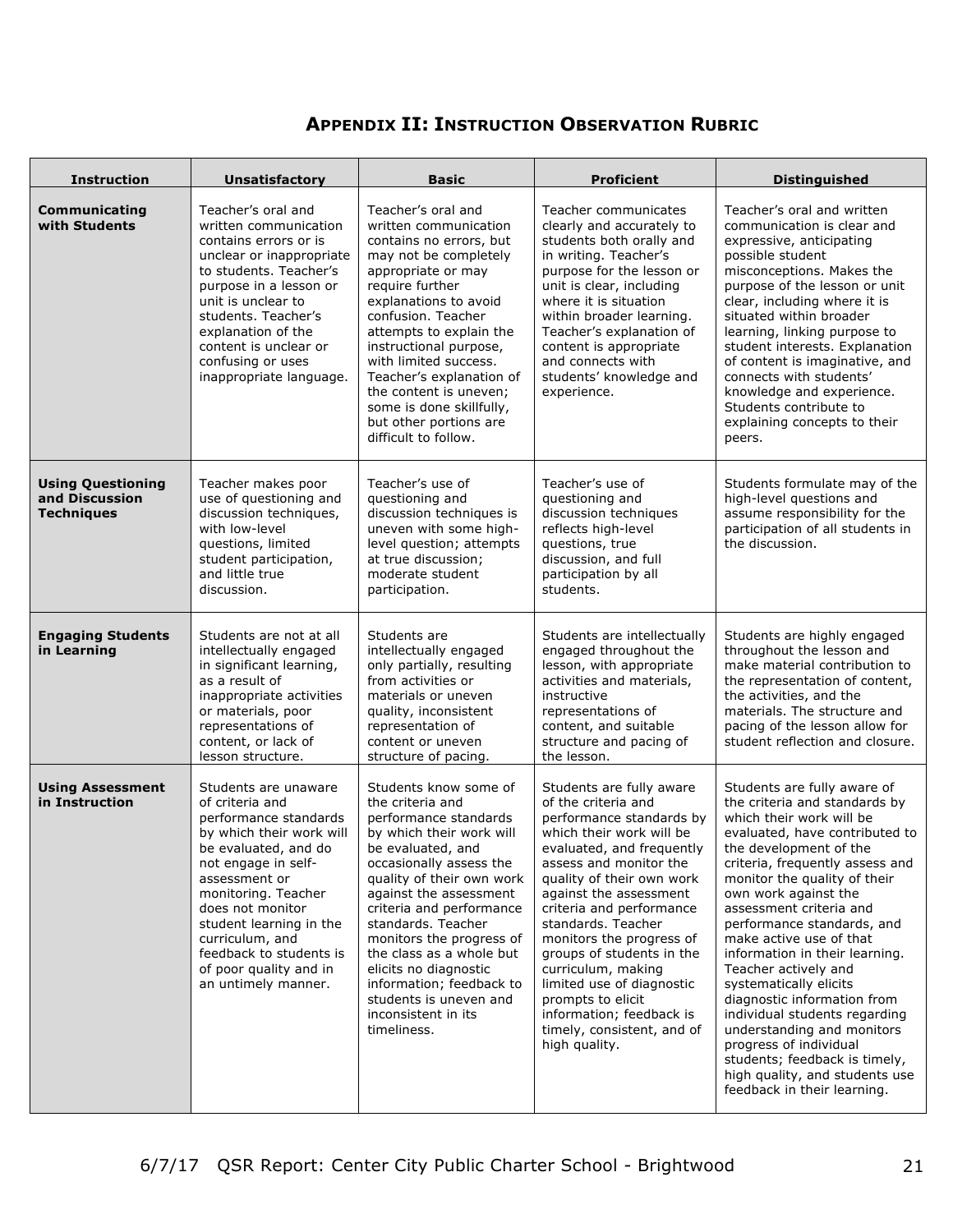## Appendix II: Instruction Observation Rubric

| Instruction | Unsatisfactory | Basic | Proficient | Distinguished |
|---|---|---|---|---|
| **Communicating with Students** | Teacher's oral and written communication contains errors or is unclear or inappropriate to students. Teacher's purpose in a lesson or unit is unclear to students. Teacher's explanation of the content is unclear or confusing or uses inappropriate language. | Teacher's oral and written communication contains no errors, but may not be completely appropriate or may require further explanations to avoid confusion. Teacher attempts to explain the instructional purpose, with limited success. Teacher's explanation of the content is uneven; some is done skillfully, but other portions are difficult to follow. | Teacher communicates clearly and accurately to students both orally and in writing. Teacher's purpose for the lesson or unit is clear, including where it is situation within broader learning. Teacher's explanation of content is appropriate and connects with students' knowledge and experience. | Teacher's oral and written communication is clear and expressive, anticipating possible student misconceptions. Makes the purpose of the lesson or unit clear, including where it is situated within broader learning, linking purpose to student interests. Explanation of content is imaginative, and connects with students' knowledge and experience. Students contribute to explaining concepts to their peers. |
| **Using Questioning and Discussion Techniques** | Teacher makes poor use of questioning and discussion techniques, with low-level questions, limited student participation, and little true discussion. | Teacher's use of questioning and discussion techniques is uneven with some high-level question; attempts at true discussion; moderate student participation. | Teacher's use of questioning and discussion techniques reflects high-level questions, true discussion, and full participation by all students. | Students formulate may of the high-level questions and assume responsibility for the participation of all students in the discussion. |
| **Engaging Students in Learning** | Students are not at all intellectually engaged in significant learning, as a result of inappropriate activities or materials, poor representations of content, or lack of lesson structure. | Students are intellectually engaged only partially, resulting from activities or materials or uneven quality, inconsistent representation of content or uneven structure of pacing. | Students are intellectually engaged throughout the lesson, with appropriate activities and materials, instructive representations of content, and suitable structure and pacing of the lesson. | Students are highly engaged throughout the lesson and make material contribution to the representation of content, the activities, and the materials. The structure and pacing of the lesson allow for student reflection and closure. |
| **Using Assessment in Instruction** | Students are unaware of criteria and performance standards by which their work will be evaluated, and do not engage in self-assessment or monitoring. Teacher does not monitor student learning in the curriculum, and feedback to students is of poor quality and in an untimely manner. | Students know some of the criteria and performance standards by which their work will be evaluated, and occasionally assess the quality of their own work against the assessment criteria and performance standards. Teacher monitors the progress of the class as a whole but elicits no diagnostic information; feedback to students is uneven and inconsistent in its timeliness. | Students are fully aware of the criteria and performance standards by which their work will be evaluated, and frequently assess and monitor the quality of their own work against the assessment criteria and performance standards. Teacher monitors the progress of groups of students in the curriculum, making limited use of diagnostic prompts to elicit information; feedback is timely, consistent, and of high quality. | Students are fully aware of the criteria and standards by which their work will be evaluated, have contributed to the development of the criteria, frequently assess and monitor the quality of their own work against the assessment criteria and performance standards, and make active use of that information in their learning. Teacher actively and systematically elicits diagnostic information from individual students regarding understanding and monitors progress of individual students; feedback is timely, high quality, and students use feedback in their learning. |